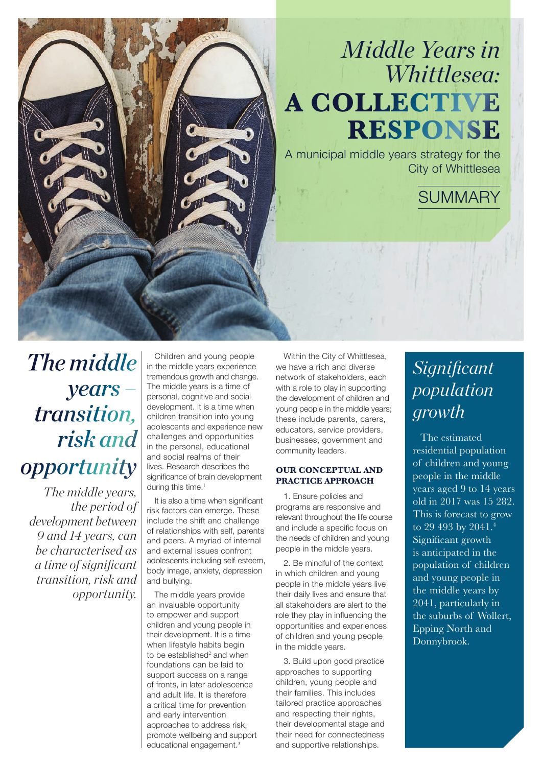# *Middle Years in Whittlesea:* A COLLECTIVE RESPONSE

A municipal middle years strategy for the City of Whittlesea

SUMMARY

## *The middle years – transition, risk and opportunity*

*The middle years, the period of development between 9 and 14 years, can be characterised as a time of significant transition, risk and opportunity.*

Children and young people in the middle years experience tremendous growth and change. The middle years is a time of personal, cognitive and social development. It is a time when children transition into young adolescents and experience new challenges and opportunities in the personal, educational and social realms of their lives. Research describes the significance of brain development during this time.[1]

It is also a time when significant risk factors can emerge. These include the shift and challenge of relationships with self, parents and peers. A myriad of internal and external issues confront adolescents including self-esteem, body image, anxiety, depression and bullying.

The middle years provide an invaluable opportunity to empower and support children and young people in their development. It is a time when lifestyle habits begin to be established[2] and when foundations can be laid to support success on a range of fronts, in later adolescence and adult life. It is therefore a critical time for prevention and early intervention approaches to address risk, promote wellbeing and support educational engagement.[3]

Within the City of Whittlesea, we have a rich and diverse network of stakeholders, each with a role to play in supporting the development of children and young people in the middle years; these include parents, carers, educators, service providers, businesses, government and community leaders.

### OUR CONCEPTUAL AND PRACTICE APPROACH

1. Ensure policies and programs are responsive and relevant throughout the life course and include a specific focus on the needs of children and young people in the middle years.

2. Be mindful of the context in which children and young people in the middle years live their daily lives and ensure that all stakeholders are alert to the role they play in influencing the opportunities and experiences of children and young people in the middle years.

3. Build upon good practice approaches to supporting children, young people and their families. This includes tailored practice approaches and respecting their rights, their developmental stage and their need for connectedness and supportive relationships.

## *Significant population growth*

The estimated residential population of children and young people in the middle years aged 9 to 14 years old in 2017 was 15 282. This is forecast to grow to 29 493 by 2041.[4] Significant growth is anticipated in the population of children and young people in the middle years by 2041, particularly in the suburbs of Wollert, Epping North and Donnybrook.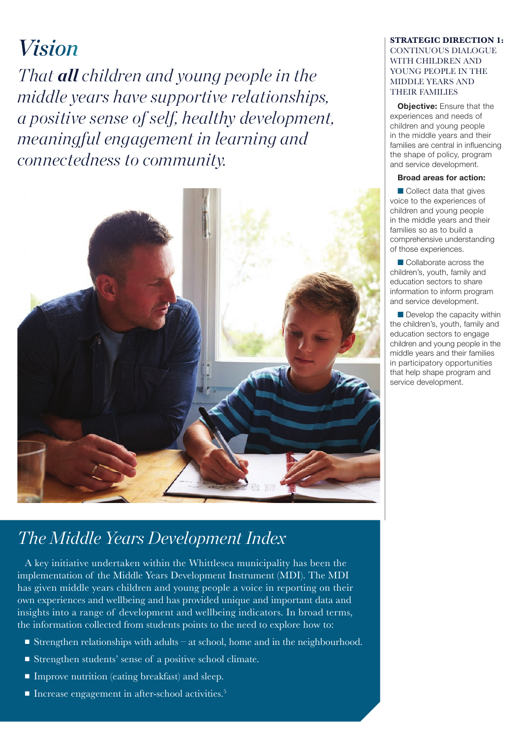# *Vision*

*That **all** children and young people in the middle years have supportive relationships, a positive sense of self, healthy development, meaningful engagement in learning and connectedness to community.*

## *The Middle Years Development Index*

A key initiative undertaken within the Whittlesea municipality has been the implementation of the Middle Years Development Instrument (MDI). The MDI has given middle years children and young people a voice in reporting on their own experiences and wellbeing and has provided unique and important data and insights into a range of development and wellbeing indicators. In broad terms, the information collected from students points to the need to explore how to:

- Strengthen relationships with adults – at school, home and in the neighbourhood.
- Strengthen students' sense of a positive school climate.
- Improve nutrition (eating breakfast) and sleep.
- Increase engagement in after-school activities.[5]

### STRATEGIC DIRECTION 1: CONTINUOUS DIALOGUE WITH CHILDREN AND YOUNG PEOPLE IN THE MIDDLE YEARS AND THEIR FAMILIES

**Objective:** Ensure that the experiences and needs of children and young people in the middle years and their families are central in influencing the shape of policy, program and service development.

**Broad areas for action:**

- Collect data that gives voice to the experiences of children and young people in the middle years and their families so as to build a comprehensive understanding of those experiences.
- Collaborate across the children's, youth, family and education sectors to share information to inform program and service development.
- Develop the capacity within the children's, youth, family and education sectors to engage children and young people in the middle years and their families in participatory opportunities that help shape program and service development.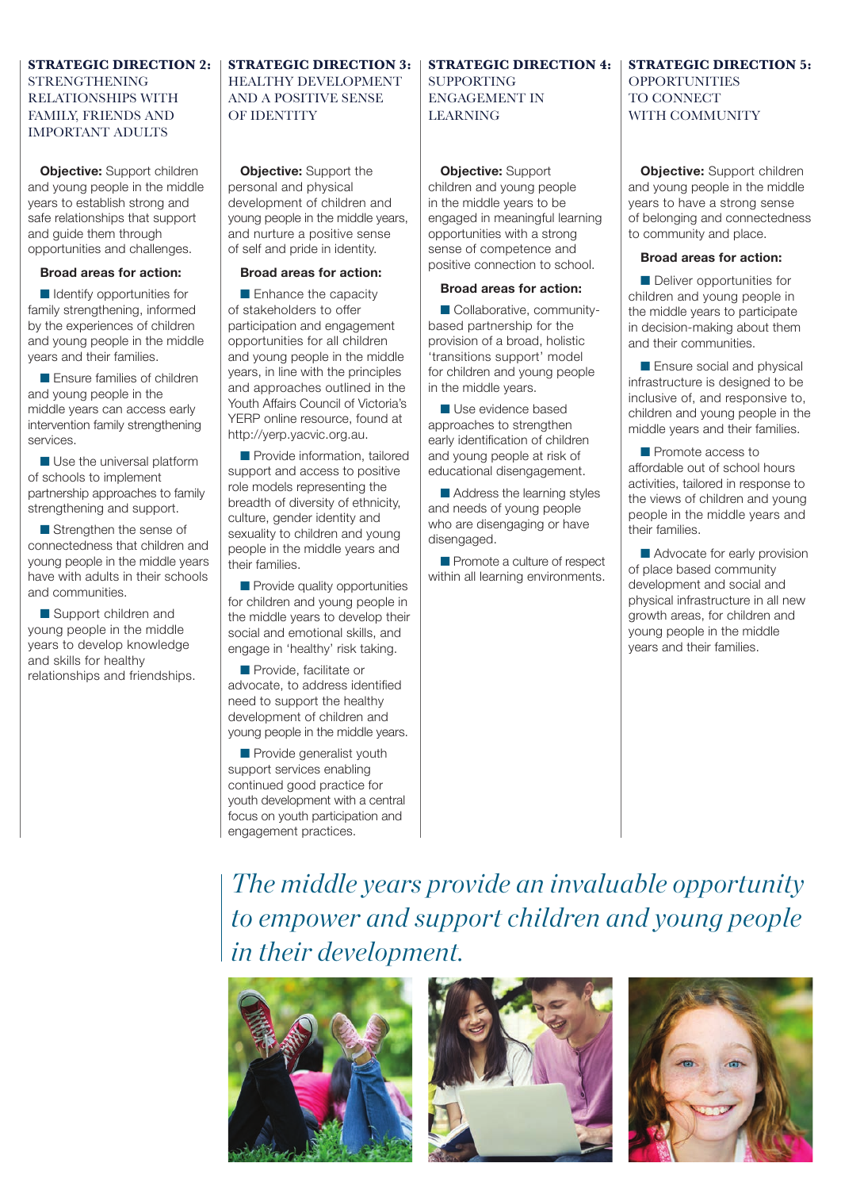## STRATEGIC DIRECTION 2: STRENGTHENING RELATIONSHIPS WITH FAMILY, FRIENDS AND IMPORTANT ADULTS

**Objective:** Support children and young people in the middle years to establish strong and safe relationships that support and guide them through opportunities and challenges.

**Broad areas for action:**

- Identify opportunities for family strengthening, informed by the experiences of children and young people in the middle years and their families.
- Ensure families of children and young people in the middle years can access early intervention family strengthening services.
- Use the universal platform of schools to implement partnership approaches to family strengthening and support.
- Strengthen the sense of connectedness that children and young people in the middle years have with adults in their schools and communities.
- Support children and young people in the middle years to develop knowledge and skills for healthy relationships and friendships.

## STRATEGIC DIRECTION 3: HEALTHY DEVELOPMENT AND A POSITIVE SENSE OF IDENTITY

**Objective:** Support the personal and physical development of children and young people in the middle years, and nurture a positive sense of self and pride in identity.

**Broad areas for action:**

- Enhance the capacity of stakeholders to offer participation and engagement opportunities for all children and young people in the middle years, in line with the principles and approaches outlined in the Youth Affairs Council of Victoria's YERP online resource, found at http://yerp.yacvic.org.au.
- Provide information, tailored support and access to positive role models representing the breadth of diversity of ethnicity, culture, gender identity and sexuality to children and young people in the middle years and their families.
- Provide quality opportunities for children and young people in the middle years to develop their social and emotional skills, and engage in 'healthy' risk taking.
- Provide, facilitate or advocate, to address identified need to support the healthy development of children and young people in the middle years.
- Provide generalist youth support services enabling continued good practice for youth development with a central focus on youth participation and engagement practices.

## STRATEGIC DIRECTION 4: SUPPORTING ENGAGEMENT IN LEARNING

**Objective:** Support children and young people in the middle years to be engaged in meaningful learning opportunities with a strong sense of competence and positive connection to school.

**Broad areas for action:**

- Collaborative, community-based partnership for the provision of a broad, holistic 'transitions support' model for children and young people in the middle years.
- Use evidence based approaches to strengthen early identification of children and young people at risk of educational disengagement.
- Address the learning styles and needs of young people who are disengaging or have disengaged.
- Promote a culture of respect within all learning environments.

## STRATEGIC DIRECTION 5: OPPORTUNITIES TO CONNECT WITH COMMUNITY

**Objective:** Support children and young people in the middle years to have a strong sense of belonging and connectedness to community and place.

**Broad areas for action:**

- Deliver opportunities for children and young people in the middle years to participate in decision-making about them and their communities.
- Ensure social and physical infrastructure is designed to be inclusive of, and responsive to, children and young people in the middle years and their families.
- Promote access to affordable out of school hours activities, tailored in response to the views of children and young people in the middle years and their families.
- Advocate for early provision of place based community development and social and physical infrastructure in all new growth areas, for children and young people in the middle years and their families.

*The middle years provide an invaluable opportunity to empower and support children and young people in their development.*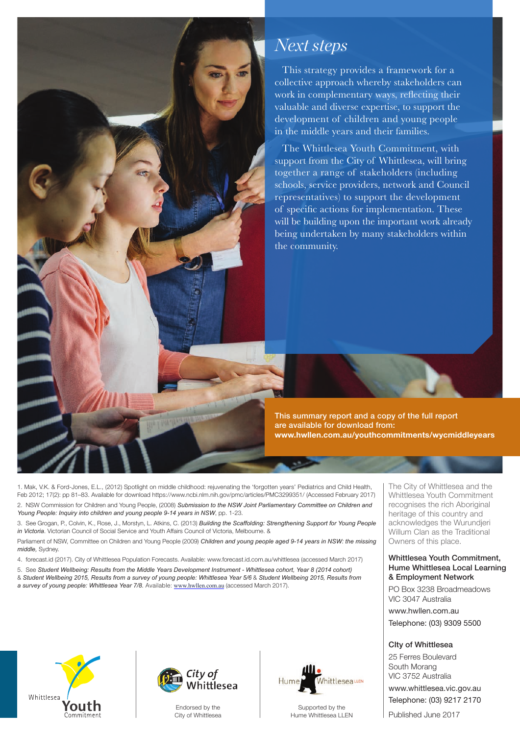## *Next steps*

This strategy provides a framework for a collective approach whereby stakeholders can work in complementary ways, reflecting their valuable and diverse expertise, to support the development of children and young people in the middle years and their families.

The Whittlesea Youth Commitment, with support from the City of Whittlesea, will bring together a range of stakeholders (including schools, service providers, network and Council representatives) to support the development of specific actions for implementation. These will be building upon the important work already being undertaken by many stakeholders within the community.

**This summary report and a copy of the full report are available for download from: www.hwllen.com.au/youthcommitments/wycmiddleyears**

1. Mak, V.K. & Ford-Jones, E.L., (2012) Spotlight on middle childhood: rejuvenating the 'forgotten years' Pediatrics and Child Health, Feb 2012; 17(2): pp 81–83. Available for download https://www.ncbi.nlm.nih.gov/pmc/articles/PMC3299351/ (Accessed February 2017)

2. NSW Commission for Children and Young People, (2008) *Submission to the NSW Joint Parliamentary Committee on Children and Young People: Inquiry into children and young people 9-14 years in NSW*, pp. 1-23.

3. See Grogan, P., Colvin, K., Rose, J., Morstyn, L. Atkins, C. (2013) *Building the Scaffolding: Strengthening Support for Young People in Victoria*. Victorian Council of Social Service and Youth Affairs Council of Victoria, Melbourne. &

Parliament of NSW, Committee on Children and Young People (2009) *Children and young people aged 9-14 years in NSW: the missing middle,* Sydney.

4. forecast.id (2017). City of Whittlesea Population Forecasts. Available: www.forecast.id.com.au/whittlesea (accessed March 2017)

5. See *Student Wellbeing: Results from the Middle Years Development Instrument - Whittlesea cohort, Year 8 (2014 cohort)* & *Student Wellbeing 2015, Results from a survey of young people: Whittlesea Year 5/6* & *Student Wellbeing 2015, Results from a survey of young people: Whittlesea Year 7/8*. Available: www.hwllen.com.au (accessed March 2017).

The City of Whittlesea and the Whittlesea Youth Commitment recognises the rich Aboriginal heritage of this country and acknowledges the Wurundjeri Willum Clan as the Traditional Owners of this place.

**Whittlesea Youth Commitment, Hume Whittlesea Local Learning & Employment Network**

PO Box 3238 Broadmeadows
VIC 3047 Australia

www.hwllen.com.au

Telephone: (03) 9309 5500

**CIty of Whittlesea**

25 Ferres Boulevard
South Morang
VIC 3752 Australia

www.whittlesea.vic.gov.au

Telephone: (03) 9217 2170

Published June 2017

Whittlesea Youth Commitment

Endorsed by the City of Whittlesea

Supported by the Hume Whittlesea LLEN